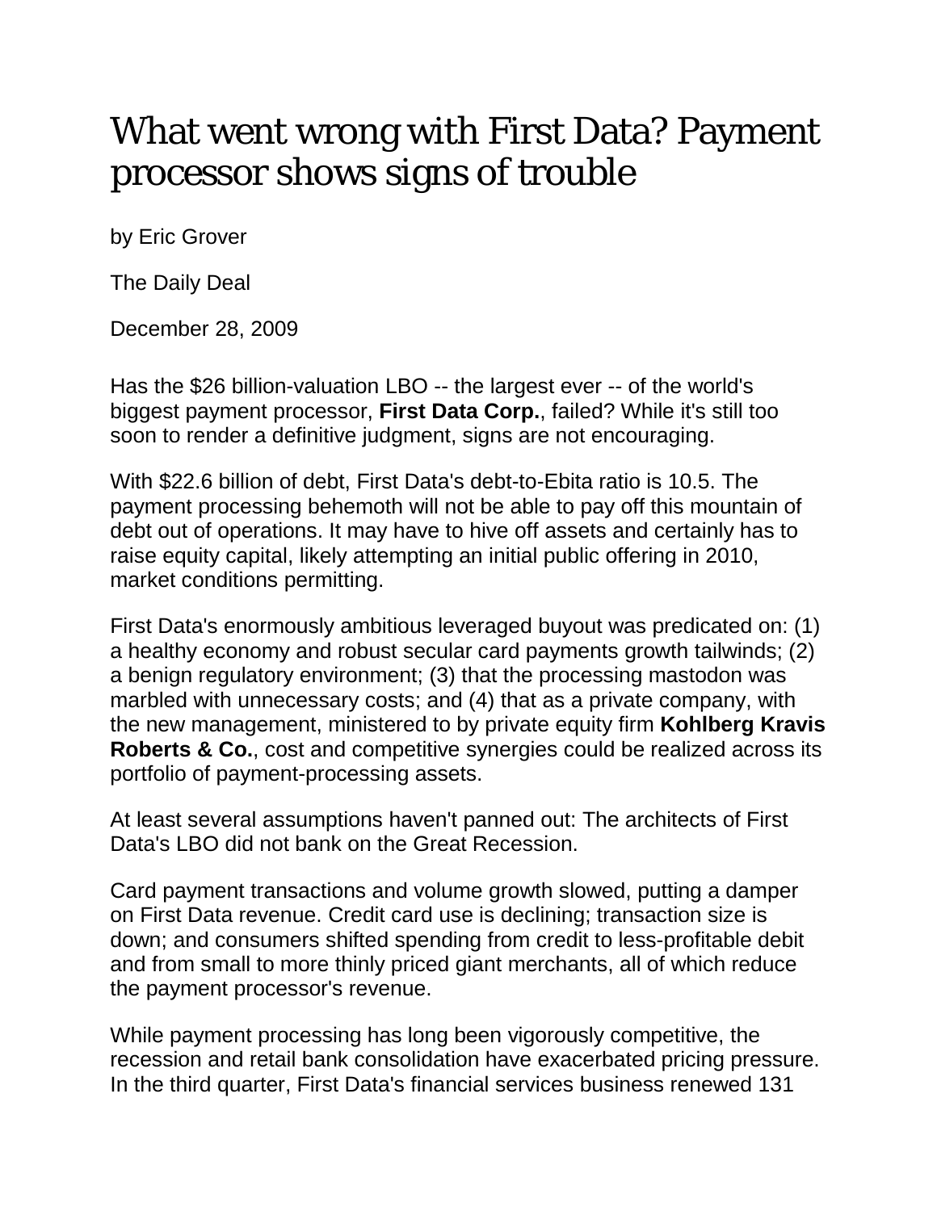# What went wrong with First Data? Payment processor shows signs of trouble

by Eric Grover

The Daily Deal

December 28, 2009

Has the $26 billion-valuation LBO -- the largest ever -- of the world's biggest payment processor, **First Data Corp.**, failed? While it's still too soon to render a definitive judgment, signs are not encouraging.

With $22.6 billion of debt, First Data's debt-to-Ebita ratio is 10.5. The payment processing behemoth will not be able to pay off this mountain of debt out of operations. It may have to hive off assets and certainly has to raise equity capital, likely attempting an initial public offering in 2010, market conditions permitting.

First Data's enormously ambitious leveraged buyout was predicated on: (1) a healthy economy and robust secular card payments growth tailwinds; (2) a benign regulatory environment; (3) that the processing mastodon was marbled with unnecessary costs; and (4) that as a private company, with the new management, ministered to by private equity firm **Kohlberg Kravis Roberts & Co.**, cost and competitive synergies could be realized across its portfolio of payment-processing assets.

At least several assumptions haven't panned out: The architects of First Data's LBO did not bank on the Great Recession.

Card payment transactions and volume growth slowed, putting a damper on First Data revenue. Credit card use is declining; transaction size is down; and consumers shifted spending from credit to less-profitable debit and from small to more thinly priced giant merchants, all of which reduce the payment processor's revenue.

While payment processing has long been vigorously competitive, the recession and retail bank consolidation have exacerbated pricing pressure. In the third quarter, First Data's financial services business renewed 131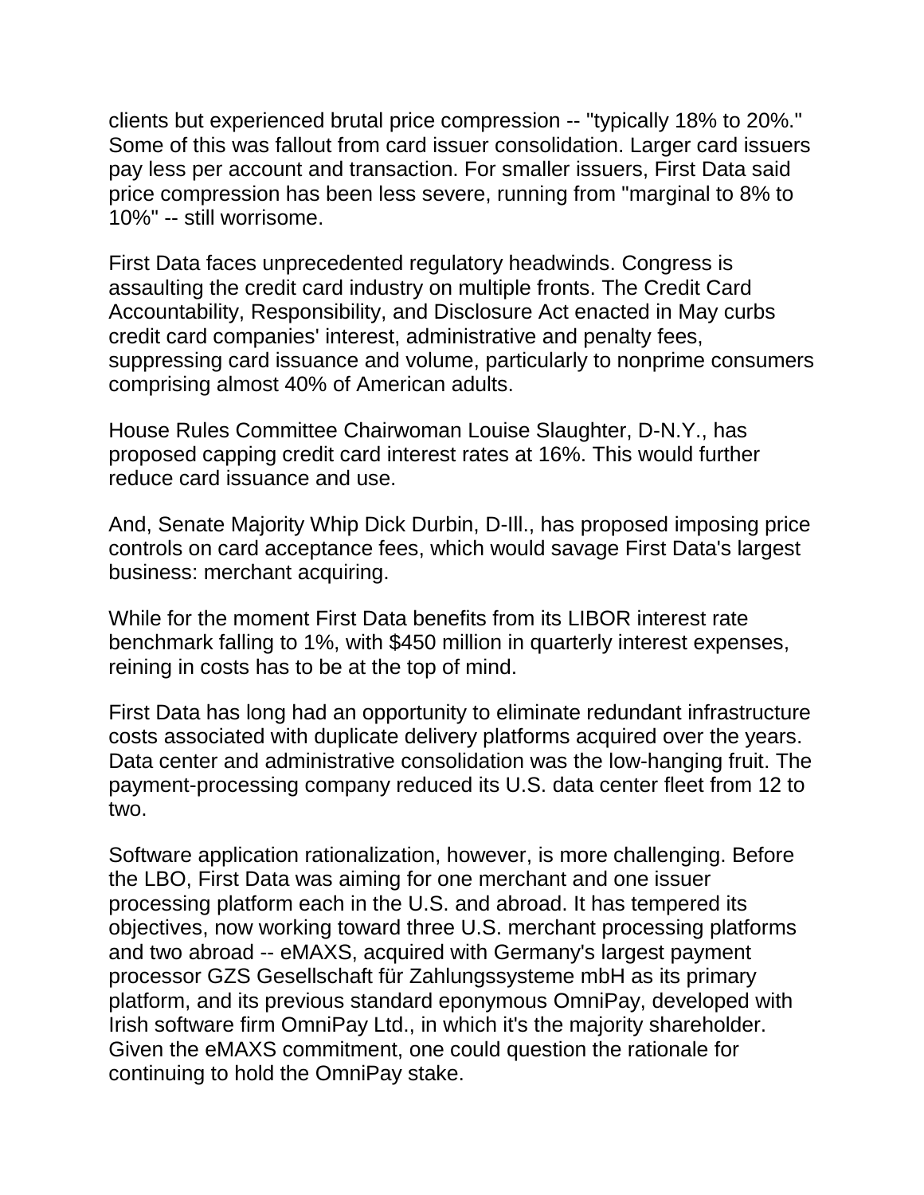clients but experienced brutal price compression -- "typically 18% to 20%." Some of this was fallout from card issuer consolidation. Larger card issuers pay less per account and transaction. For smaller issuers, First Data said price compression has been less severe, running from "marginal to 8% to 10%" -- still worrisome.

First Data faces unprecedented regulatory headwinds. Congress is assaulting the credit card industry on multiple fronts. The Credit Card Accountability, Responsibility, and Disclosure Act enacted in May curbs credit card companies' interest, administrative and penalty fees, suppressing card issuance and volume, particularly to nonprime consumers comprising almost 40% of American adults.

House Rules Committee Chairwoman Louise Slaughter, D-N.Y., has proposed capping credit card interest rates at 16%. This would further reduce card issuance and use.

And, Senate Majority Whip Dick Durbin, D-Ill., has proposed imposing price controls on card acceptance fees, which would savage First Data's largest business: merchant acquiring.

While for the moment First Data benefits from its LIBOR interest rate benchmark falling to 1%, with $450 million in quarterly interest expenses, reining in costs has to be at the top of mind.

First Data has long had an opportunity to eliminate redundant infrastructure costs associated with duplicate delivery platforms acquired over the years. Data center and administrative consolidation was the low-hanging fruit. The payment-processing company reduced its U.S. data center fleet from 12 to two.

Software application rationalization, however, is more challenging. Before the LBO, First Data was aiming for one merchant and one issuer processing platform each in the U.S. and abroad. It has tempered its objectives, now working toward three U.S. merchant processing platforms and two abroad -- eMAXS, acquired with Germany's largest payment processor GZS Gesellschaft für Zahlungssysteme mbH as its primary platform, and its previous standard eponymous OmniPay, developed with Irish software firm OmniPay Ltd., in which it's the majority shareholder. Given the eMAXS commitment, one could question the rationale for continuing to hold the OmniPay stake.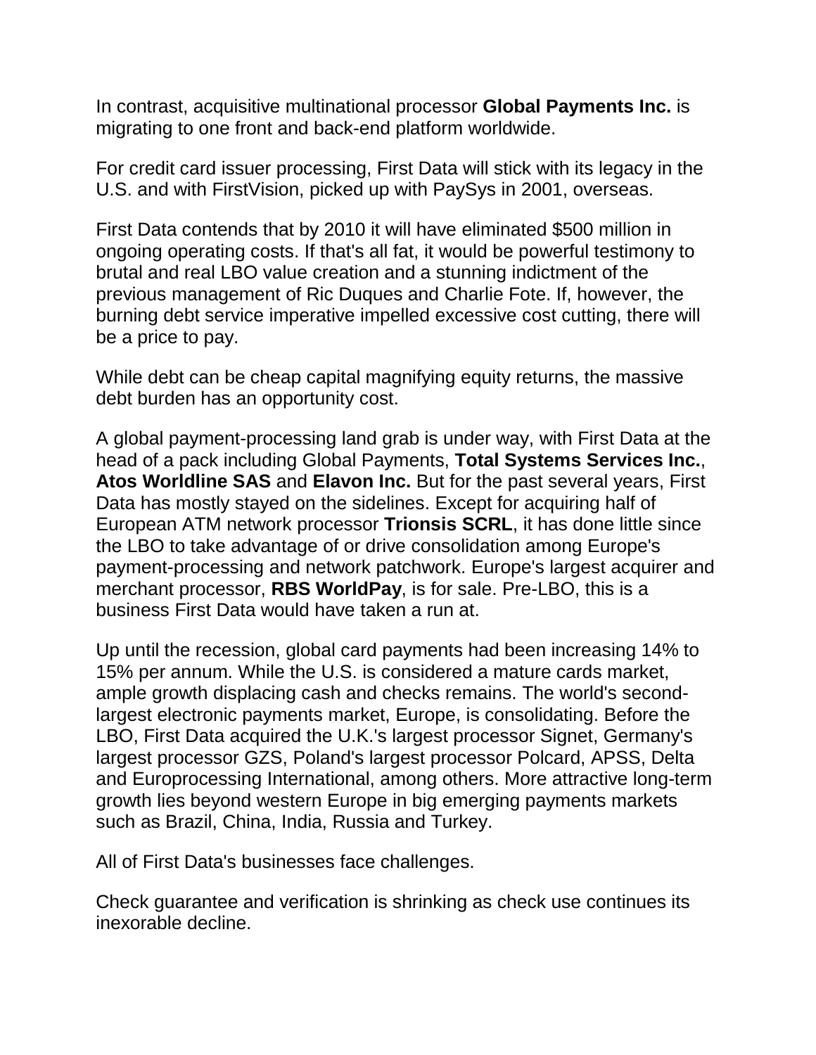In contrast, acquisitive multinational processor **Global Payments Inc.** is migrating to one front and back-end platform worldwide.

For credit card issuer processing, First Data will stick with its legacy in the U.S. and with FirstVision, picked up with PaySys in 2001, overseas.

First Data contends that by 2010 it will have eliminated $500 million in ongoing operating costs. If that's all fat, it would be powerful testimony to brutal and real LBO value creation and a stunning indictment of the previous management of Ric Duques and Charlie Fote. If, however, the burning debt service imperative impelled excessive cost cutting, there will be a price to pay.

While debt can be cheap capital magnifying equity returns, the massive debt burden has an opportunity cost.

A global payment-processing land grab is under way, with First Data at the head of a pack including Global Payments, **Total Systems Services Inc.**, **Atos Worldline SAS** and **Elavon Inc.** But for the past several years, First Data has mostly stayed on the sidelines. Except for acquiring half of European ATM network processor **Trionsis SCRL**, it has done little since the LBO to take advantage of or drive consolidation among Europe's payment-processing and network patchwork. Europe's largest acquirer and merchant processor, **RBS WorldPay**, is for sale. Pre-LBO, this is a business First Data would have taken a run at.

Up until the recession, global card payments had been increasing 14% to 15% per annum. While the U.S. is considered a mature cards market, ample growth displacing cash and checks remains. The world's second-largest electronic payments market, Europe, is consolidating. Before the LBO, First Data acquired the U.K.'s largest processor Signet, Germany's largest processor GZS, Poland's largest processor Polcard, APSS, Delta and Europrocessing International, among others. More attractive long-term growth lies beyond western Europe in big emerging payments markets such as Brazil, China, India, Russia and Turkey.

All of First Data's businesses face challenges.

Check guarantee and verification is shrinking as check use continues its inexorable decline.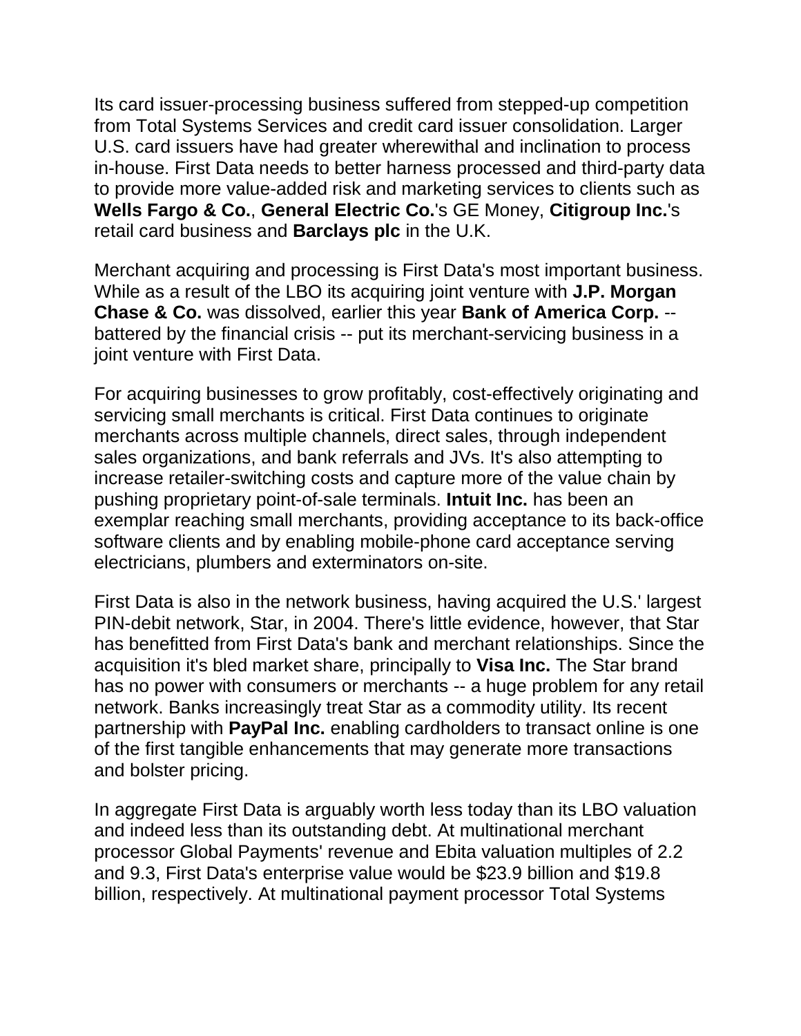Its card issuer-processing business suffered from stepped-up competition from Total Systems Services and credit card issuer consolidation. Larger U.S. card issuers have had greater wherewithal and inclination to process in-house. First Data needs to better harness processed and third-party data to provide more value-added risk and marketing services to clients such as **Wells Fargo & Co.**, **General Electric Co.**'s GE Money, **Citigroup Inc.**'s retail card business and **Barclays plc** in the U.K.

Merchant acquiring and processing is First Data's most important business. While as a result of the LBO its acquiring joint venture with **J.P. Morgan Chase & Co.** was dissolved, earlier this year **Bank of America Corp.** -- battered by the financial crisis -- put its merchant-servicing business in a joint venture with First Data.

For acquiring businesses to grow profitably, cost-effectively originating and servicing small merchants is critical. First Data continues to originate merchants across multiple channels, direct sales, through independent sales organizations, and bank referrals and JVs. It's also attempting to increase retailer-switching costs and capture more of the value chain by pushing proprietary point-of-sale terminals. **Intuit Inc.** has been an exemplar reaching small merchants, providing acceptance to its back-office software clients and by enabling mobile-phone card acceptance serving electricians, plumbers and exterminators on-site.

First Data is also in the network business, having acquired the U.S.' largest PIN-debit network, Star, in 2004. There's little evidence, however, that Star has benefitted from First Data's bank and merchant relationships. Since the acquisition it's bled market share, principally to **Visa Inc.** The Star brand has no power with consumers or merchants -- a huge problem for any retail network. Banks increasingly treat Star as a commodity utility. Its recent partnership with **PayPal Inc.** enabling cardholders to transact online is one of the first tangible enhancements that may generate more transactions and bolster pricing.

In aggregate First Data is arguably worth less today than its LBO valuation and indeed less than its outstanding debt. At multinational merchant processor Global Payments' revenue and Ebita valuation multiples of 2.2 and 9.3, First Data's enterprise value would be $23.9 billion and $19.8 billion, respectively. At multinational payment processor Total Systems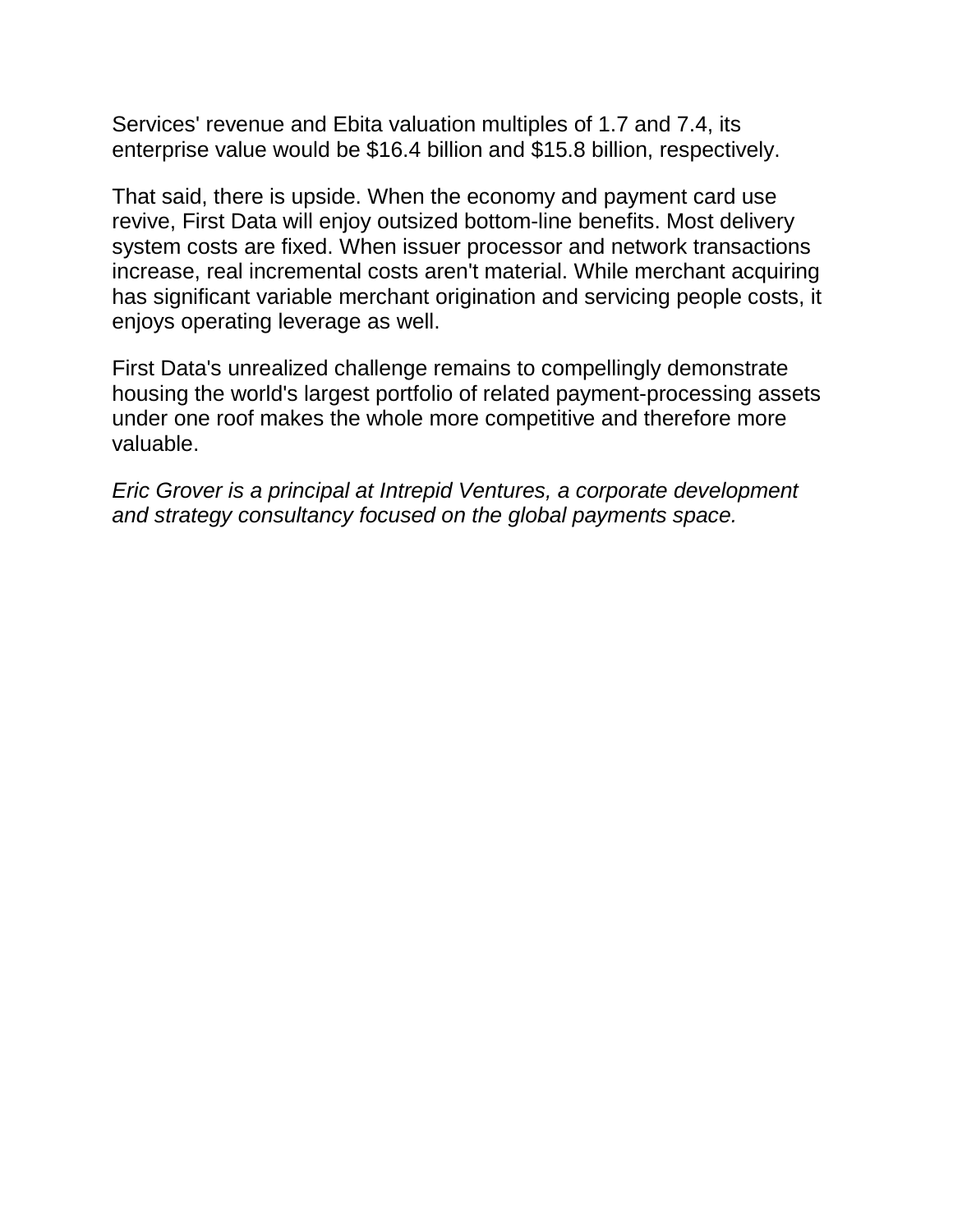Services' revenue and Ebita valuation multiples of 1.7 and 7.4, its enterprise value would be $16.4 billion and $15.8 billion, respectively.

That said, there is upside. When the economy and payment card use revive, First Data will enjoy outsized bottom-line benefits. Most delivery system costs are fixed. When issuer processor and network transactions increase, real incremental costs aren't material. While merchant acquiring has significant variable merchant origination and servicing people costs, it enjoys operating leverage as well.

First Data's unrealized challenge remains to compellingly demonstrate housing the world's largest portfolio of related payment-processing assets under one roof makes the whole more competitive and therefore more valuable.

*Eric Grover is a principal at Intrepid Ventures, a corporate development and strategy consultancy focused on the global payments space.*